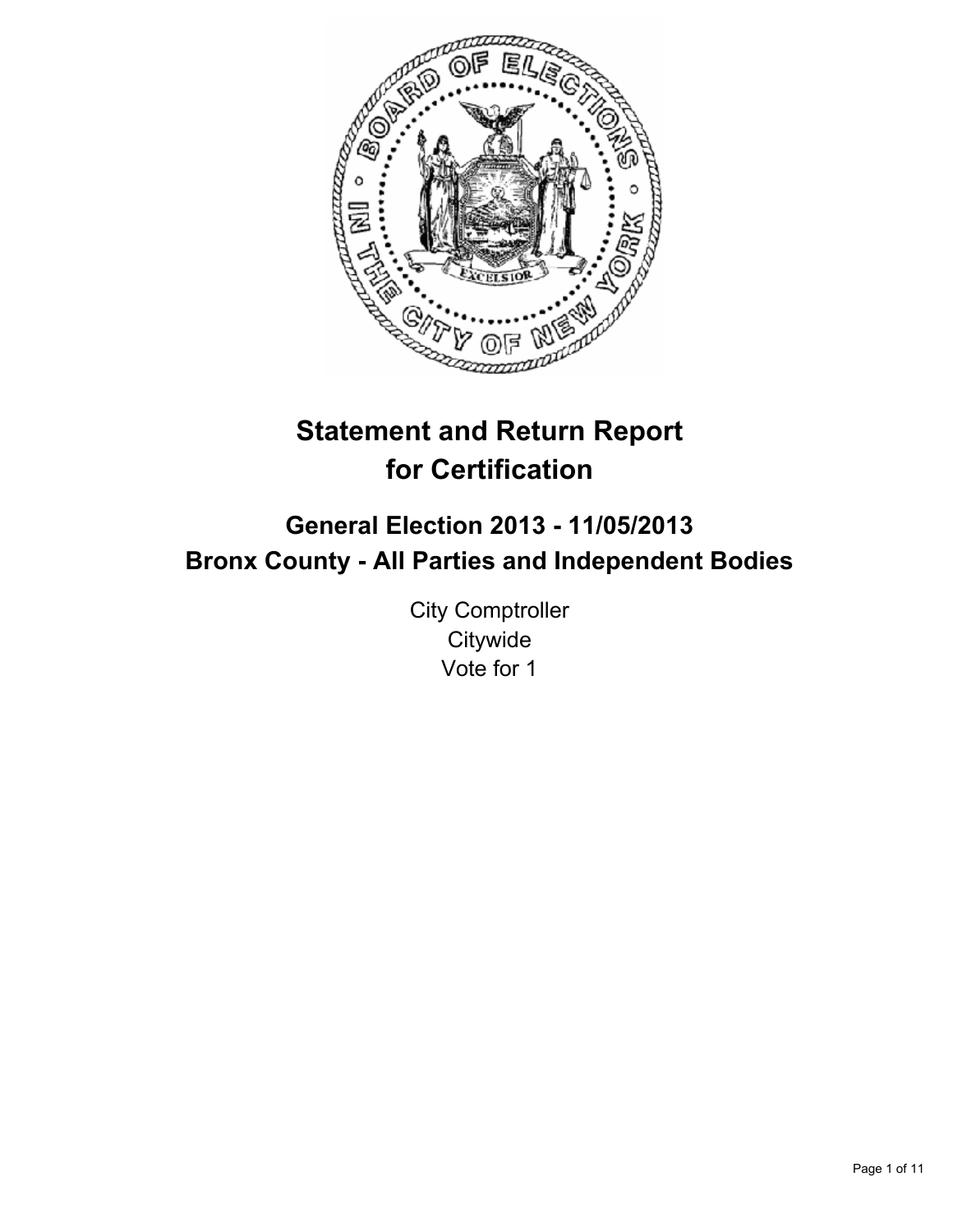# Statement and Return Report for Certification

## General Election 2013 - 11/05/2013
## Bronx County - All Parties and Independent Bodies

City Comptroller
Citywide
Vote for 1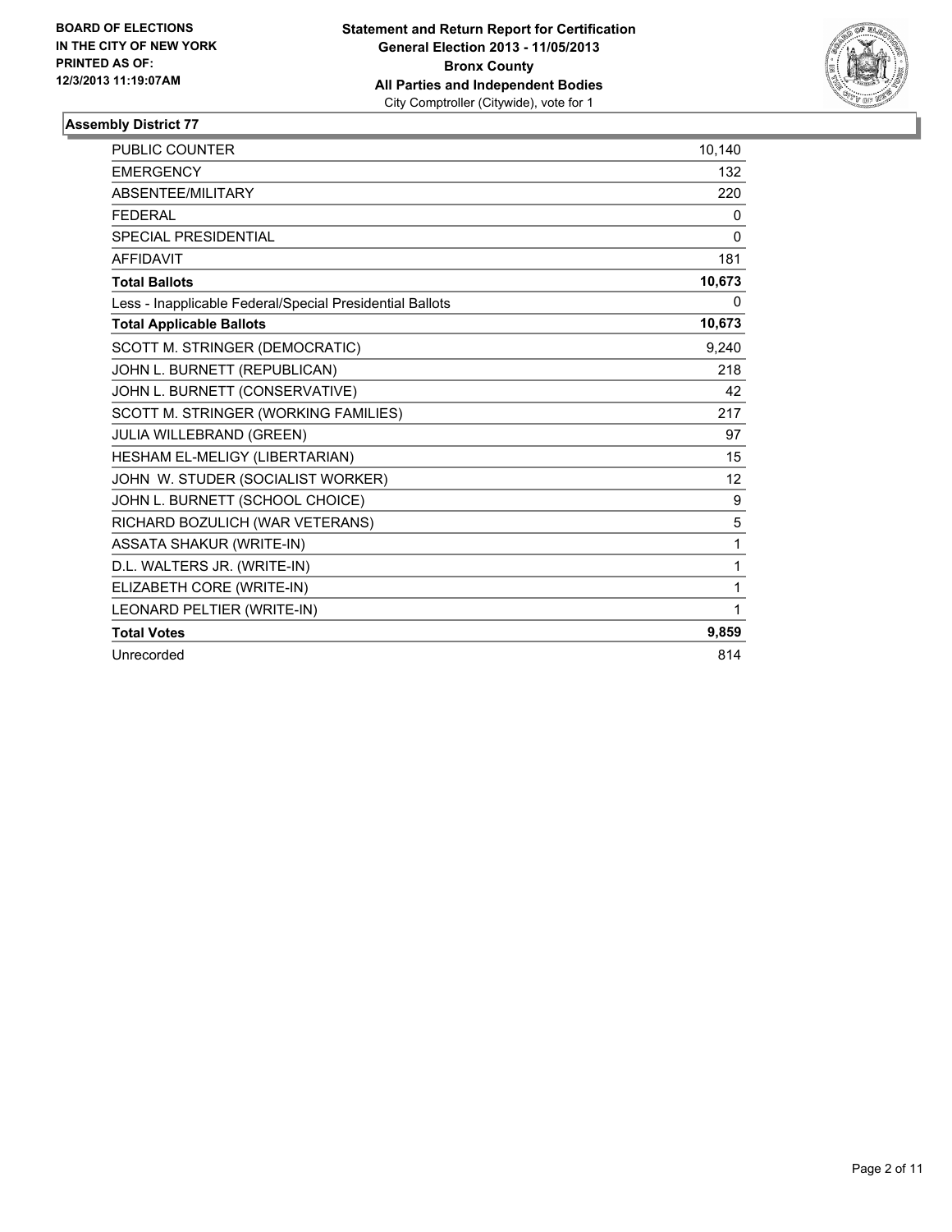**BOARD OF ELECTIONS IN THE CITY OF NEW YORK PRINTED AS OF: 12/3/2013 11:19:07AM**

**Statement and Return Report for Certification**
**General Election 2013 - 11/05/2013**
**Bronx County**
**All Parties and Independent Bodies**
City Comptroller (Citywide), vote for 1

### Assembly District 77

| | |
|---|---|
| PUBLIC COUNTER | 10,140 |
| EMERGENCY | 132 |
| ABSENTEE/MILITARY | 220 |
| FEDERAL | 0 |
| SPECIAL PRESIDENTIAL | 0 |
| AFFIDAVIT | 181 |
| **Total Ballots** | **10,673** |
| Less - Inapplicable Federal/Special Presidential Ballots | 0 |
| **Total Applicable Ballots** | **10,673** |
| SCOTT M. STRINGER (DEMOCRATIC) | 9,240 |
| JOHN L. BURNETT (REPUBLICAN) | 218 |
| JOHN L. BURNETT (CONSERVATIVE) | 42 |
| SCOTT M. STRINGER (WORKING FAMILIES) | 217 |
| JULIA WILLEBRAND (GREEN) | 97 |
| HESHAM EL-MELIGY (LIBERTARIAN) | 15 |
| JOHN W. STUDER (SOCIALIST WORKER) | 12 |
| JOHN L. BURNETT (SCHOOL CHOICE) | 9 |
| RICHARD BOZULICH (WAR VETERANS) | 5 |
| ASSATA SHAKUR (WRITE-IN) | 1 |
| D.L. WALTERS JR. (WRITE-IN) | 1 |
| ELIZABETH CORE (WRITE-IN) | 1 |
| LEONARD PELTIER (WRITE-IN) | 1 |
| **Total Votes** | **9,859** |
| Unrecorded | 814 |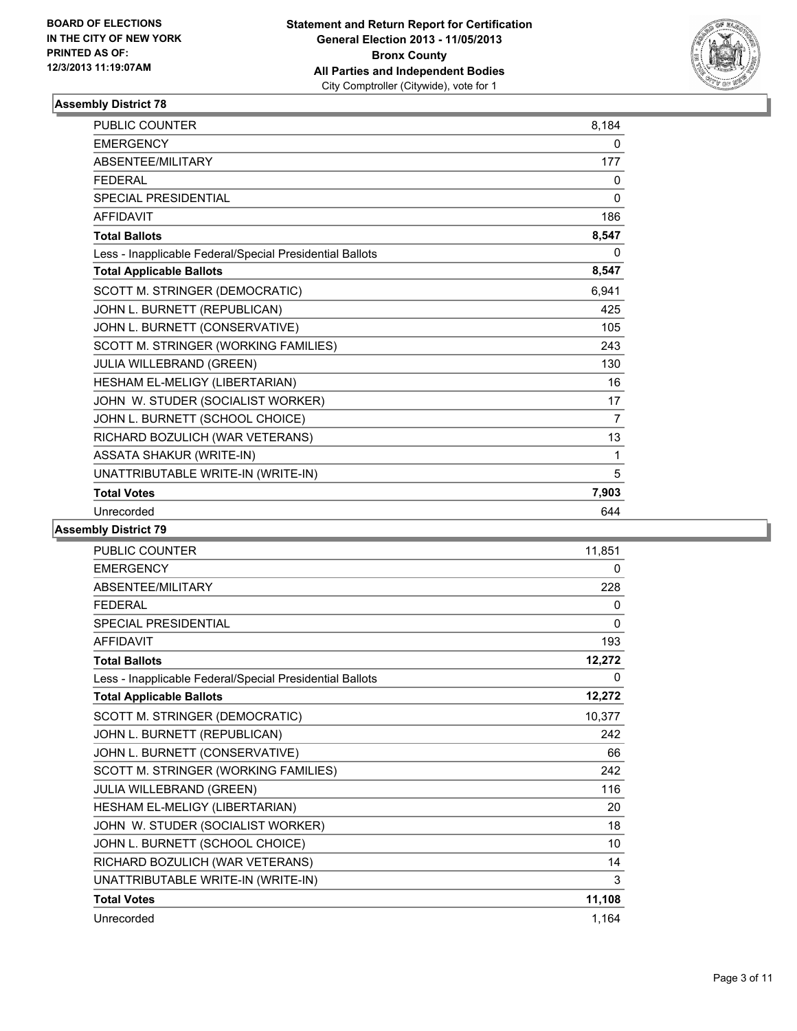BOARD OF ELECTIONS
IN THE CITY OF NEW YORK
PRINTED AS OF:
12/3/2013 11:19:07AM

**Statement and Return Report for Certification**
**General Election 2013 - 11/05/2013**
**Bronx County**
**All Parties and Independent Bodies**
City Comptroller (Citywide), vote for 1

### Assembly District 78

| | |
|---|---|
| PUBLIC COUNTER | 8,184 |
| EMERGENCY | 0 |
| ABSENTEE/MILITARY | 177 |
| FEDERAL | 0 |
| SPECIAL PRESIDENTIAL | 0 |
| AFFIDAVIT | 186 |
| **Total Ballots** | **8,547** |
| Less - Inapplicable Federal/Special Presidential Ballots | 0 |
| **Total Applicable Ballots** | **8,547** |
| SCOTT M. STRINGER (DEMOCRATIC) | 6,941 |
| JOHN L. BURNETT (REPUBLICAN) | 425 |
| JOHN L. BURNETT (CONSERVATIVE) | 105 |
| SCOTT M. STRINGER (WORKING FAMILIES) | 243 |
| JULIA WILLEBRAND (GREEN) | 130 |
| HESHAM EL-MELIGY (LIBERTARIAN) | 16 |
| JOHN W. STUDER (SOCIALIST WORKER) | 17 |
| JOHN L. BURNETT (SCHOOL CHOICE) | 7 |
| RICHARD BOZULICH (WAR VETERANS) | 13 |
| ASSATA SHAKUR (WRITE-IN) | 1 |
| UNATTRIBUTABLE WRITE-IN (WRITE-IN) | 5 |
| **Total Votes** | **7,903** |
| Unrecorded | 644 |

### Assembly District 79

| | |
|---|---|
| PUBLIC COUNTER | 11,851 |
| EMERGENCY | 0 |
| ABSENTEE/MILITARY | 228 |
| FEDERAL | 0 |
| SPECIAL PRESIDENTIAL | 0 |
| AFFIDAVIT | 193 |
| **Total Ballots** | **12,272** |
| Less - Inapplicable Federal/Special Presidential Ballots | 0 |
| **Total Applicable Ballots** | **12,272** |
| SCOTT M. STRINGER (DEMOCRATIC) | 10,377 |
| JOHN L. BURNETT (REPUBLICAN) | 242 |
| JOHN L. BURNETT (CONSERVATIVE) | 66 |
| SCOTT M. STRINGER (WORKING FAMILIES) | 242 |
| JULIA WILLEBRAND (GREEN) | 116 |
| HESHAM EL-MELIGY (LIBERTARIAN) | 20 |
| JOHN W. STUDER (SOCIALIST WORKER) | 18 |
| JOHN L. BURNETT (SCHOOL CHOICE) | 10 |
| RICHARD BOZULICH (WAR VETERANS) | 14 |
| UNATTRIBUTABLE WRITE-IN (WRITE-IN) | 3 |
| **Total Votes** | **11,108** |
| Unrecorded | 1,164 |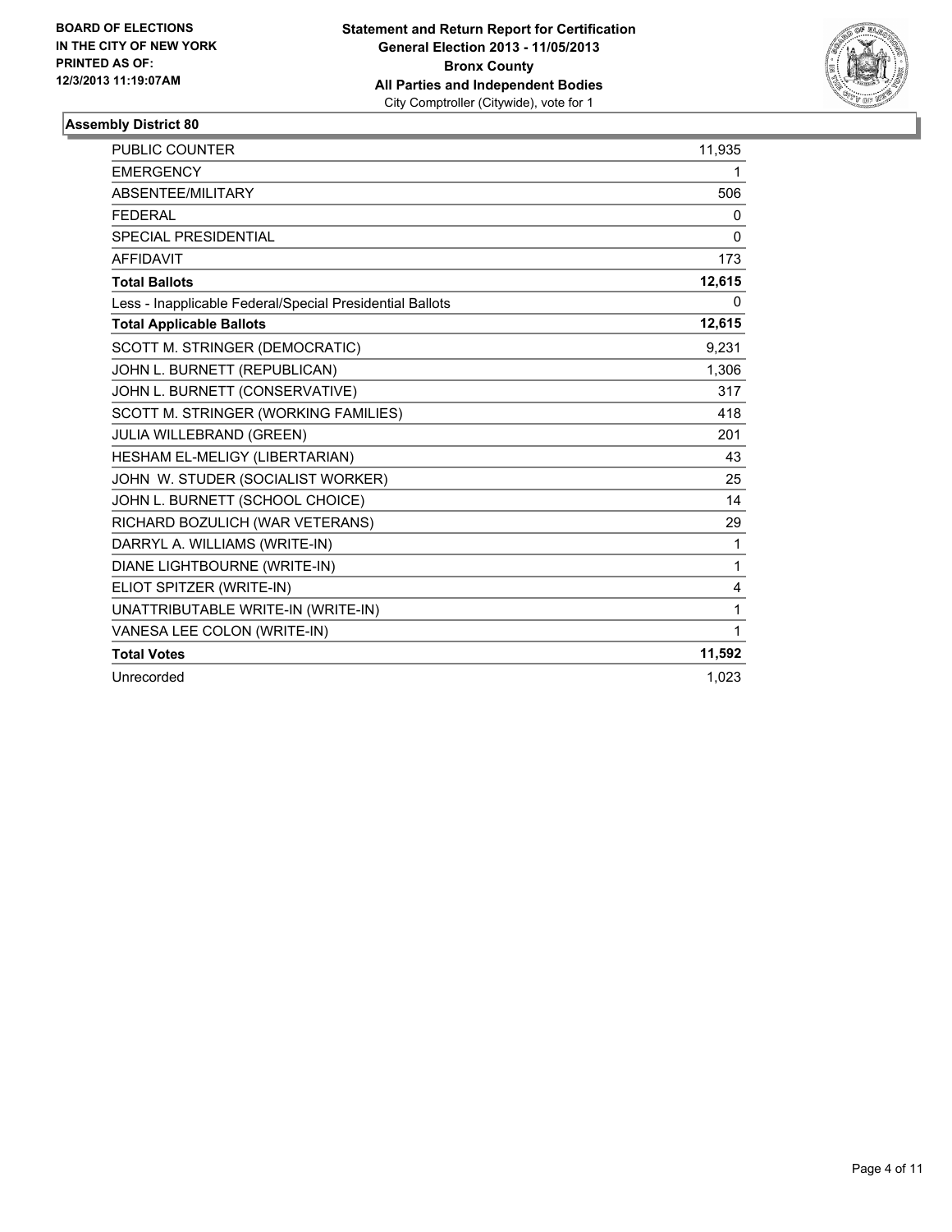**BOARD OF ELECTIONS IN THE CITY OF NEW YORK PRINTED AS OF: 12/3/2013 11:19:07AM**

**Statement and Return Report for Certification**
**General Election 2013 - 11/05/2013**
**Bronx County**
**All Parties and Independent Bodies**
City Comptroller (Citywide), vote for 1

### Assembly District 80

| | |
|---|---|
| PUBLIC COUNTER | 11,935 |
| EMERGENCY | 1 |
| ABSENTEE/MILITARY | 506 |
| FEDERAL | 0 |
| SPECIAL PRESIDENTIAL | 0 |
| AFFIDAVIT | 173 |
| **Total Ballots** | **12,615** |
| Less - Inapplicable Federal/Special Presidential Ballots | 0 |
| **Total Applicable Ballots** | **12,615** |
| SCOTT M. STRINGER (DEMOCRATIC) | 9,231 |
| JOHN L. BURNETT (REPUBLICAN) | 1,306 |
| JOHN L. BURNETT (CONSERVATIVE) | 317 |
| SCOTT M. STRINGER (WORKING FAMILIES) | 418 |
| JULIA WILLEBRAND (GREEN) | 201 |
| HESHAM EL-MELIGY (LIBERTARIAN) | 43 |
| JOHN W. STUDER (SOCIALIST WORKER) | 25 |
| JOHN L. BURNETT (SCHOOL CHOICE) | 14 |
| RICHARD BOZULICH (WAR VETERANS) | 29 |
| DARRYL A. WILLIAMS (WRITE-IN) | 1 |
| DIANE LIGHTBOURNE (WRITE-IN) | 1 |
| ELIOT SPITZER (WRITE-IN) | 4 |
| UNATTRIBUTABLE WRITE-IN (WRITE-IN) | 1 |
| VANESA LEE COLON (WRITE-IN) | 1 |
| **Total Votes** | **11,592** |
| Unrecorded | 1,023 |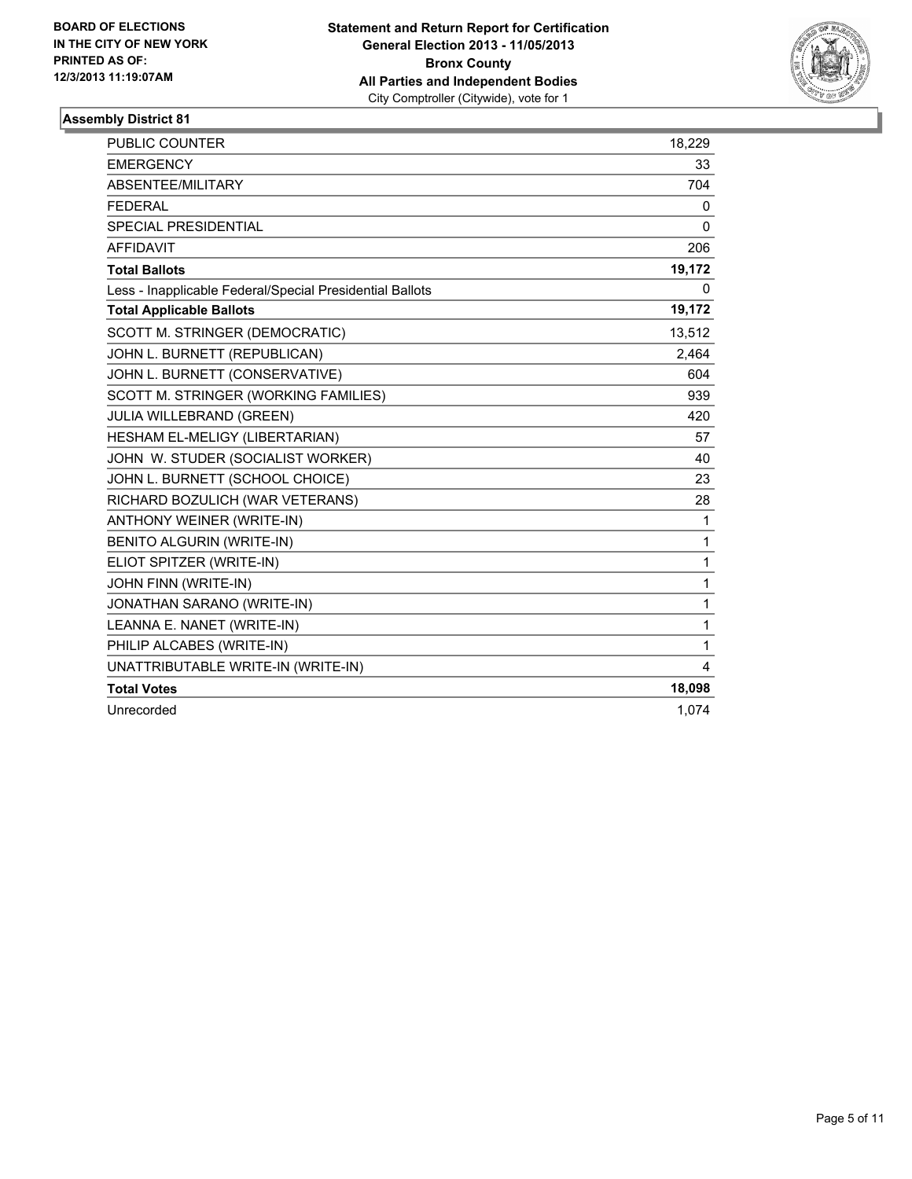**BOARD OF ELECTIONS IN THE CITY OF NEW YORK PRINTED AS OF: 12/3/2013 11:19:07AM**

**Statement and Return Report for Certification General Election 2013 - 11/05/2013 Bronx County All Parties and Independent Bodies**
City Comptroller (Citywide), vote for 1

## Assembly District 81

| | |
|---|---|
| PUBLIC COUNTER | 18,229 |
| EMERGENCY | 33 |
| ABSENTEE/MILITARY | 704 |
| FEDERAL | 0 |
| SPECIAL PRESIDENTIAL | 0 |
| AFFIDAVIT | 206 |
| **Total Ballots** | **19,172** |
| Less - Inapplicable Federal/Special Presidential Ballots | 0 |
| **Total Applicable Ballots** | **19,172** |
| SCOTT M. STRINGER (DEMOCRATIC) | 13,512 |
| JOHN L. BURNETT (REPUBLICAN) | 2,464 |
| JOHN L. BURNETT (CONSERVATIVE) | 604 |
| SCOTT M. STRINGER (WORKING FAMILIES) | 939 |
| JULIA WILLEBRAND (GREEN) | 420 |
| HESHAM EL-MELIGY (LIBERTARIAN) | 57 |
| JOHN W. STUDER (SOCIALIST WORKER) | 40 |
| JOHN L. BURNETT (SCHOOL CHOICE) | 23 |
| RICHARD BOZULICH (WAR VETERANS) | 28 |
| ANTHONY WEINER (WRITE-IN) | 1 |
| BENITO ALGURIN (WRITE-IN) | 1 |
| ELIOT SPITZER (WRITE-IN) | 1 |
| JOHN FINN (WRITE-IN) | 1 |
| JONATHAN SARANO (WRITE-IN) | 1 |
| LEANNA E. NANET (WRITE-IN) | 1 |
| PHILIP ALCABES (WRITE-IN) | 1 |
| UNATTRIBUTABLE WRITE-IN (WRITE-IN) | 4 |
| **Total Votes** | **18,098** |
| Unrecorded | 1,074 |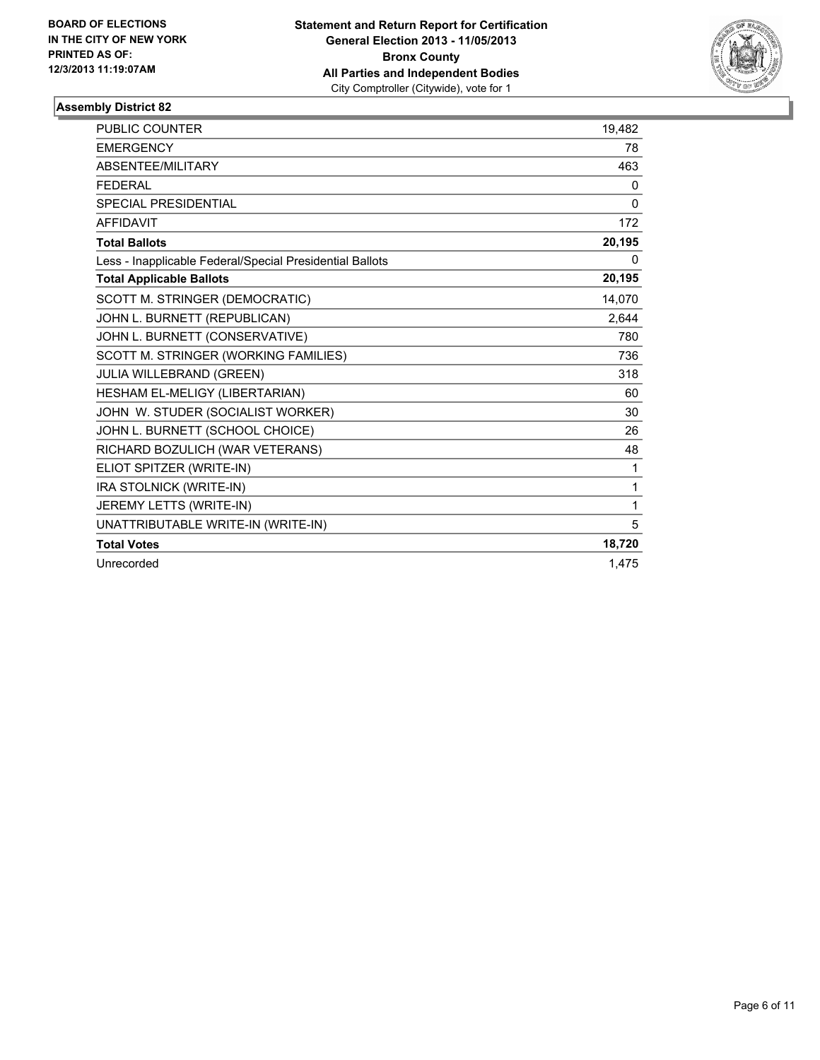**BOARD OF ELECTIONS IN THE CITY OF NEW YORK PRINTED AS OF: 12/3/2013 11:19:07AM**

**Statement and Return Report for Certification**
**General Election 2013 - 11/05/2013**
**Bronx County**
**All Parties and Independent Bodies**
City Comptroller (Citywide), vote for 1

### Assembly District 82

| | |
|---|---|
| PUBLIC COUNTER | 19,482 |
| EMERGENCY | 78 |
| ABSENTEE/MILITARY | 463 |
| FEDERAL | 0 |
| SPECIAL PRESIDENTIAL | 0 |
| AFFIDAVIT | 172 |
| **Total Ballots** | **20,195** |
| Less - Inapplicable Federal/Special Presidential Ballots | 0 |
| **Total Applicable Ballots** | **20,195** |
| SCOTT M. STRINGER (DEMOCRATIC) | 14,070 |
| JOHN L. BURNETT (REPUBLICAN) | 2,644 |
| JOHN L. BURNETT (CONSERVATIVE) | 780 |
| SCOTT M. STRINGER (WORKING FAMILIES) | 736 |
| JULIA WILLEBRAND (GREEN) | 318 |
| HESHAM EL-MELIGY (LIBERTARIAN) | 60 |
| JOHN W. STUDER (SOCIALIST WORKER) | 30 |
| JOHN L. BURNETT (SCHOOL CHOICE) | 26 |
| RICHARD BOZULICH (WAR VETERANS) | 48 |
| ELIOT SPITZER (WRITE-IN) | 1 |
| IRA STOLNICK (WRITE-IN) | 1 |
| JEREMY LETTS (WRITE-IN) | 1 |
| UNATTRIBUTABLE WRITE-IN (WRITE-IN) | 5 |
| **Total Votes** | **18,720** |
| Unrecorded | 1,475 |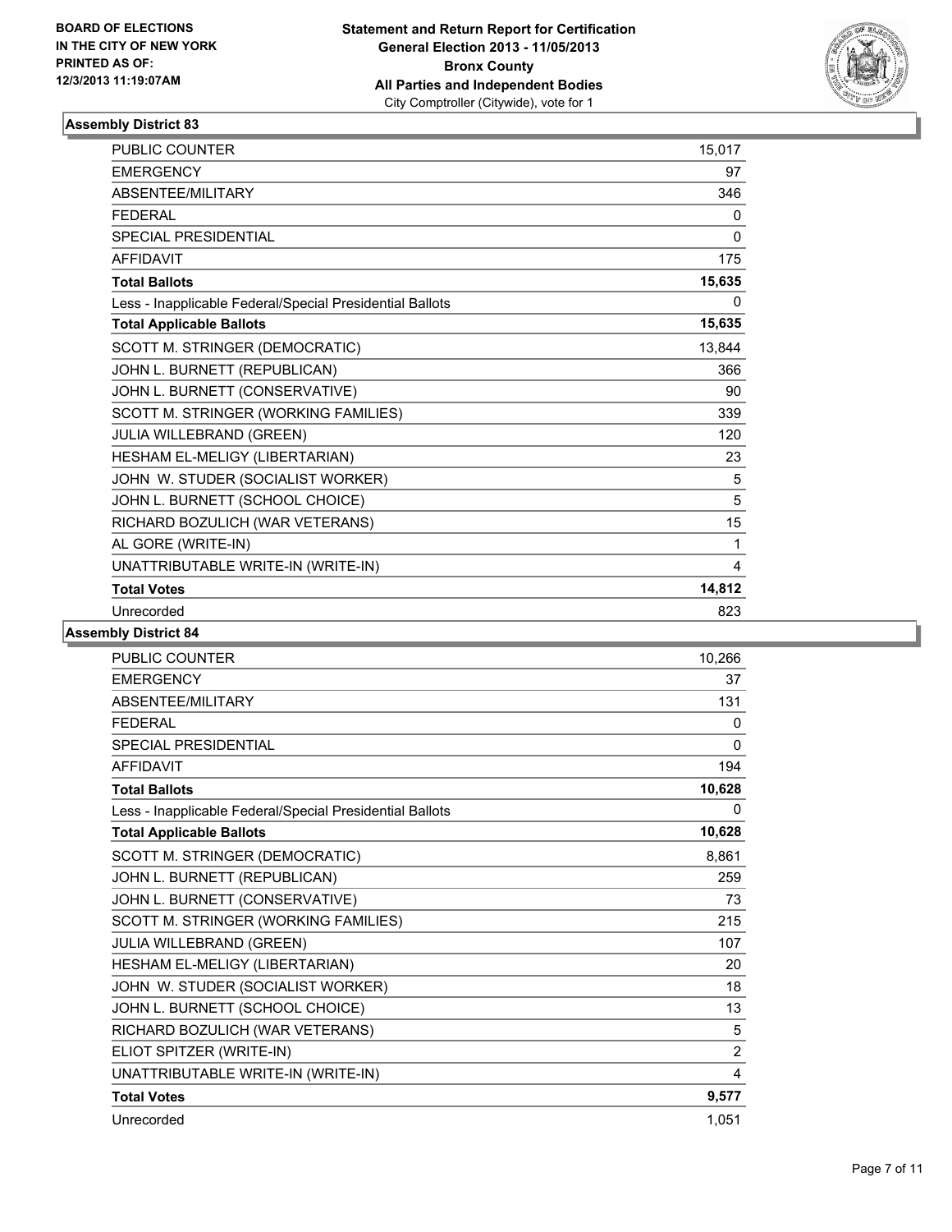BOARD OF ELECTIONS
IN THE CITY OF NEW YORK
PRINTED AS OF:
12/3/2013 11:19:07AM

**Statement and Return Report for Certification**
**General Election 2013 - 11/05/2013**
**Bronx County**
**All Parties and Independent Bodies**
City Comptroller (Citywide), vote for 1

### Assembly District 83

| | |
|---|---|
| PUBLIC COUNTER | 15,017 |
| EMERGENCY | 97 |
| ABSENTEE/MILITARY | 346 |
| FEDERAL | 0 |
| SPECIAL PRESIDENTIAL | 0 |
| AFFIDAVIT | 175 |
| **Total Ballots** | **15,635** |
| Less - Inapplicable Federal/Special Presidential Ballots | 0 |
| **Total Applicable Ballots** | **15,635** |
| SCOTT M. STRINGER (DEMOCRATIC) | 13,844 |
| JOHN L. BURNETT (REPUBLICAN) | 366 |
| JOHN L. BURNETT (CONSERVATIVE) | 90 |
| SCOTT M. STRINGER (WORKING FAMILIES) | 339 |
| JULIA WILLEBRAND (GREEN) | 120 |
| HESHAM EL-MELIGY (LIBERTARIAN) | 23 |
| JOHN W. STUDER (SOCIALIST WORKER) | 5 |
| JOHN L. BURNETT (SCHOOL CHOICE) | 5 |
| RICHARD BOZULICH (WAR VETERANS) | 15 |
| AL GORE (WRITE-IN) | 1 |
| UNATTRIBUTABLE WRITE-IN (WRITE-IN) | 4 |
| **Total Votes** | **14,812** |
| Unrecorded | 823 |

### Assembly District 84

| | |
|---|---|
| PUBLIC COUNTER | 10,266 |
| EMERGENCY | 37 |
| ABSENTEE/MILITARY | 131 |
| FEDERAL | 0 |
| SPECIAL PRESIDENTIAL | 0 |
| AFFIDAVIT | 194 |
| **Total Ballots** | **10,628** |
| Less - Inapplicable Federal/Special Presidential Ballots | 0 |
| **Total Applicable Ballots** | **10,628** |
| SCOTT M. STRINGER (DEMOCRATIC) | 8,861 |
| JOHN L. BURNETT (REPUBLICAN) | 259 |
| JOHN L. BURNETT (CONSERVATIVE) | 73 |
| SCOTT M. STRINGER (WORKING FAMILIES) | 215 |
| JULIA WILLEBRAND (GREEN) | 107 |
| HESHAM EL-MELIGY (LIBERTARIAN) | 20 |
| JOHN W. STUDER (SOCIALIST WORKER) | 18 |
| JOHN L. BURNETT (SCHOOL CHOICE) | 13 |
| RICHARD BOZULICH (WAR VETERANS) | 5 |
| ELIOT SPITZER (WRITE-IN) | 2 |
| UNATTRIBUTABLE WRITE-IN (WRITE-IN) | 4 |
| **Total Votes** | **9,577** |
| Unrecorded | 1,051 |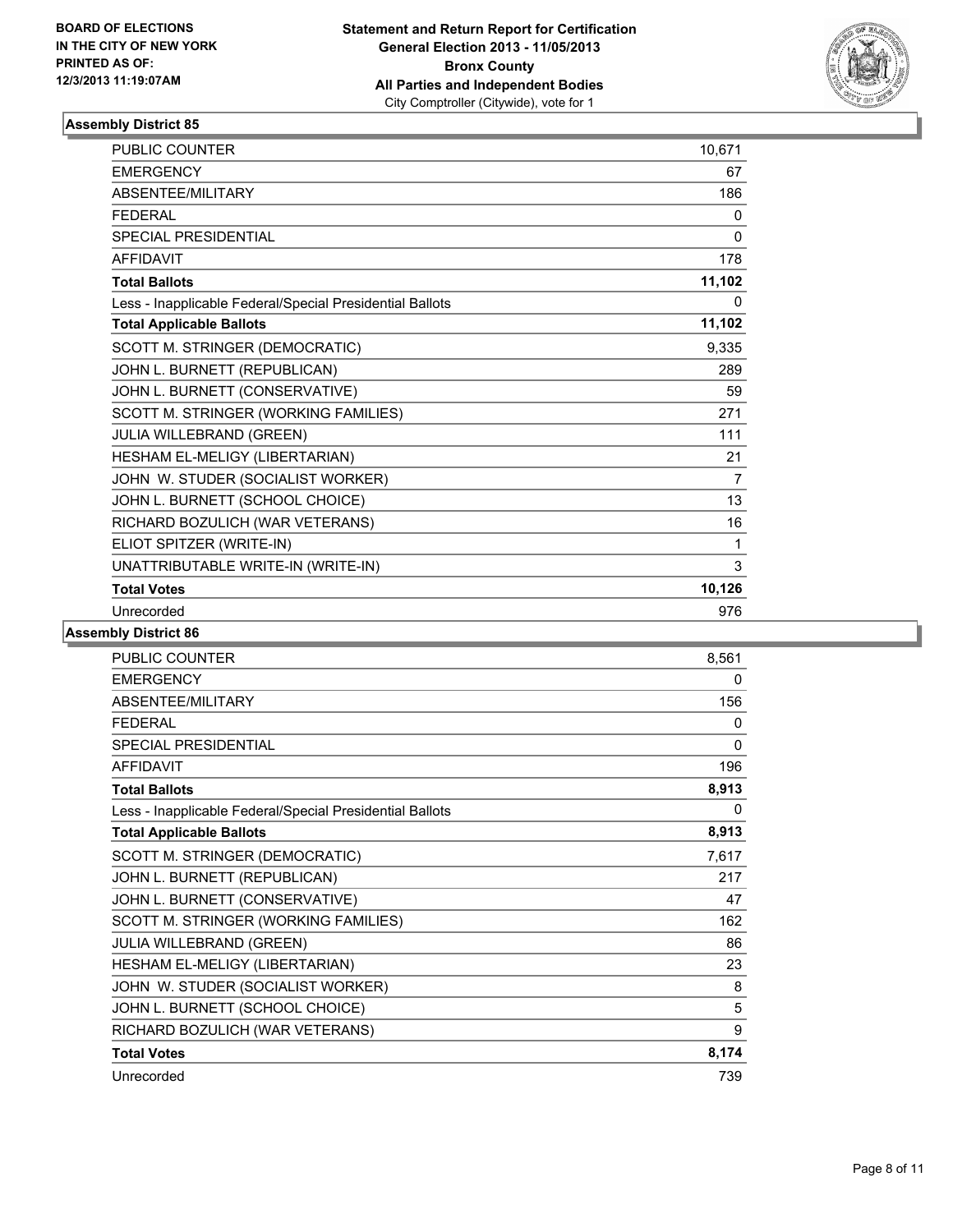BOARD OF ELECTIONS
IN THE CITY OF NEW YORK
PRINTED AS OF:
12/3/2013 11:19:07AM

**Statement and Return Report for Certification**
**General Election 2013 - 11/05/2013**
**Bronx County**
**All Parties and Independent Bodies**
City Comptroller (Citywide), vote for 1

### Assembly District 85

| | |
|---|---|
| PUBLIC COUNTER | 10,671 |
| EMERGENCY | 67 |
| ABSENTEE/MILITARY | 186 |
| FEDERAL | 0 |
| SPECIAL PRESIDENTIAL | 0 |
| AFFIDAVIT | 178 |
| **Total Ballots** | **11,102** |
| Less - Inapplicable Federal/Special Presidential Ballots | 0 |
| **Total Applicable Ballots** | **11,102** |
| SCOTT M. STRINGER (DEMOCRATIC) | 9,335 |
| JOHN L. BURNETT (REPUBLICAN) | 289 |
| JOHN L. BURNETT (CONSERVATIVE) | 59 |
| SCOTT M. STRINGER (WORKING FAMILIES) | 271 |
| JULIA WILLEBRAND (GREEN) | 111 |
| HESHAM EL-MELIGY (LIBERTARIAN) | 21 |
| JOHN W. STUDER (SOCIALIST WORKER) | 7 |
| JOHN L. BURNETT (SCHOOL CHOICE) | 13 |
| RICHARD BOZULICH (WAR VETERANS) | 16 |
| ELIOT SPITZER (WRITE-IN) | 1 |
| UNATTRIBUTABLE WRITE-IN (WRITE-IN) | 3 |
| **Total Votes** | **10,126** |
| Unrecorded | 976 |

### Assembly District 86

| | |
|---|---|
| PUBLIC COUNTER | 8,561 |
| EMERGENCY | 0 |
| ABSENTEE/MILITARY | 156 |
| FEDERAL | 0 |
| SPECIAL PRESIDENTIAL | 0 |
| AFFIDAVIT | 196 |
| **Total Ballots** | **8,913** |
| Less - Inapplicable Federal/Special Presidential Ballots | 0 |
| **Total Applicable Ballots** | **8,913** |
| SCOTT M. STRINGER (DEMOCRATIC) | 7,617 |
| JOHN L. BURNETT (REPUBLICAN) | 217 |
| JOHN L. BURNETT (CONSERVATIVE) | 47 |
| SCOTT M. STRINGER (WORKING FAMILIES) | 162 |
| JULIA WILLEBRAND (GREEN) | 86 |
| HESHAM EL-MELIGY (LIBERTARIAN) | 23 |
| JOHN W. STUDER (SOCIALIST WORKER) | 8 |
| JOHN L. BURNETT (SCHOOL CHOICE) | 5 |
| RICHARD BOZULICH (WAR VETERANS) | 9 |
| **Total Votes** | **8,174** |
| Unrecorded | 739 |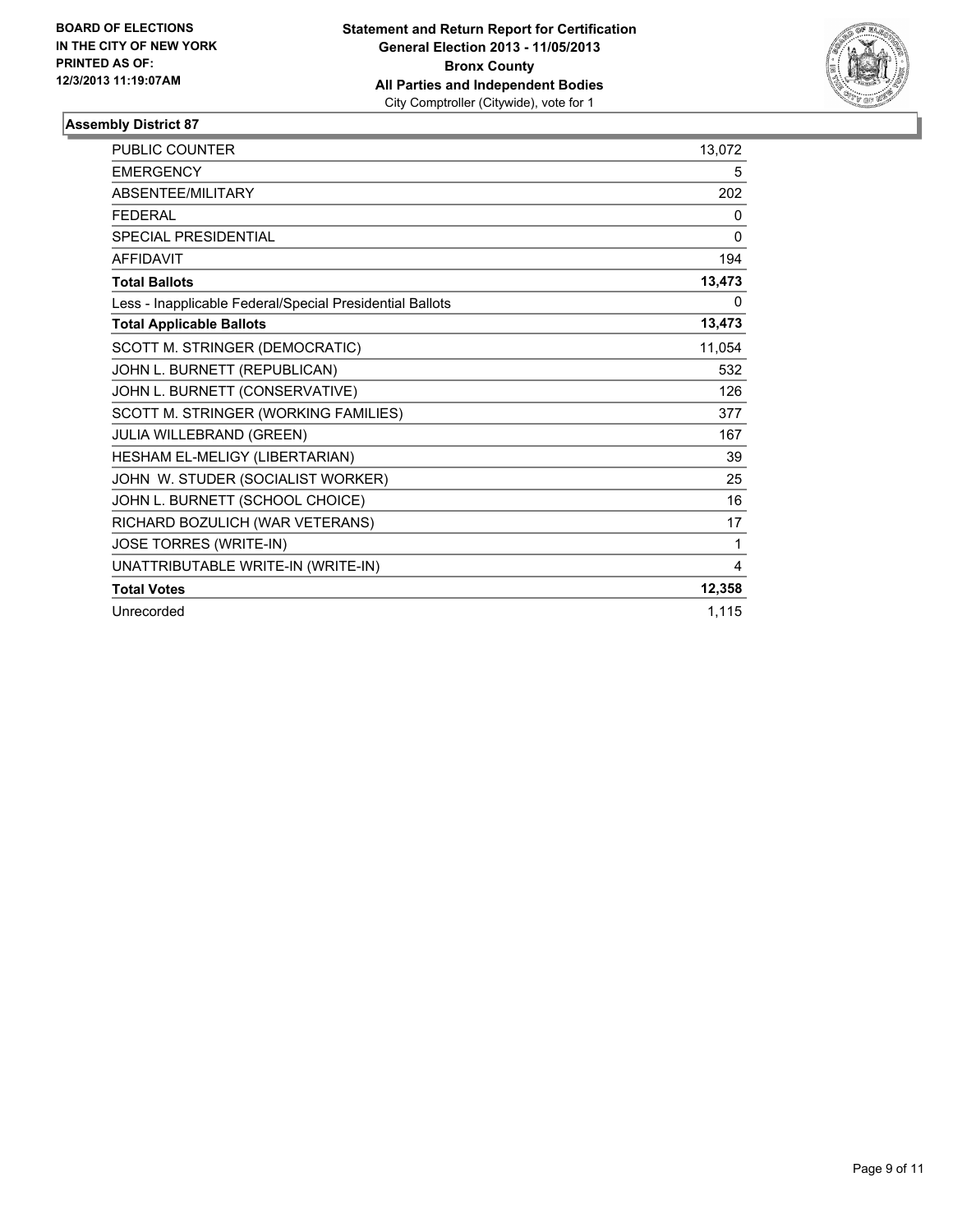BOARD OF ELECTIONS
IN THE CITY OF NEW YORK
PRINTED AS OF:
12/3/2013 11:19:07AM

**Statement and Return Report for Certification**
**General Election 2013 - 11/05/2013**
**Bronx County**
**All Parties and Independent Bodies**
City Comptroller (Citywide), vote for 1

## Assembly District 87

| | |
|---|---|
| PUBLIC COUNTER | 13,072 |
| EMERGENCY | 5 |
| ABSENTEE/MILITARY | 202 |
| FEDERAL | 0 |
| SPECIAL PRESIDENTIAL | 0 |
| AFFIDAVIT | 194 |
| **Total Ballots** | **13,473** |
| Less - Inapplicable Federal/Special Presidential Ballots | 0 |
| **Total Applicable Ballots** | **13,473** |
| SCOTT M. STRINGER (DEMOCRATIC) | 11,054 |
| JOHN L. BURNETT (REPUBLICAN) | 532 |
| JOHN L. BURNETT (CONSERVATIVE) | 126 |
| SCOTT M. STRINGER (WORKING FAMILIES) | 377 |
| JULIA WILLEBRAND (GREEN) | 167 |
| HESHAM EL-MELIGY (LIBERTARIAN) | 39 |
| JOHN W. STUDER (SOCIALIST WORKER) | 25 |
| JOHN L. BURNETT (SCHOOL CHOICE) | 16 |
| RICHARD BOZULICH (WAR VETERANS) | 17 |
| JOSE TORRES (WRITE-IN) | 1 |
| UNATTRIBUTABLE WRITE-IN (WRITE-IN) | 4 |
| **Total Votes** | **12,358** |
| Unrecorded | 1,115 |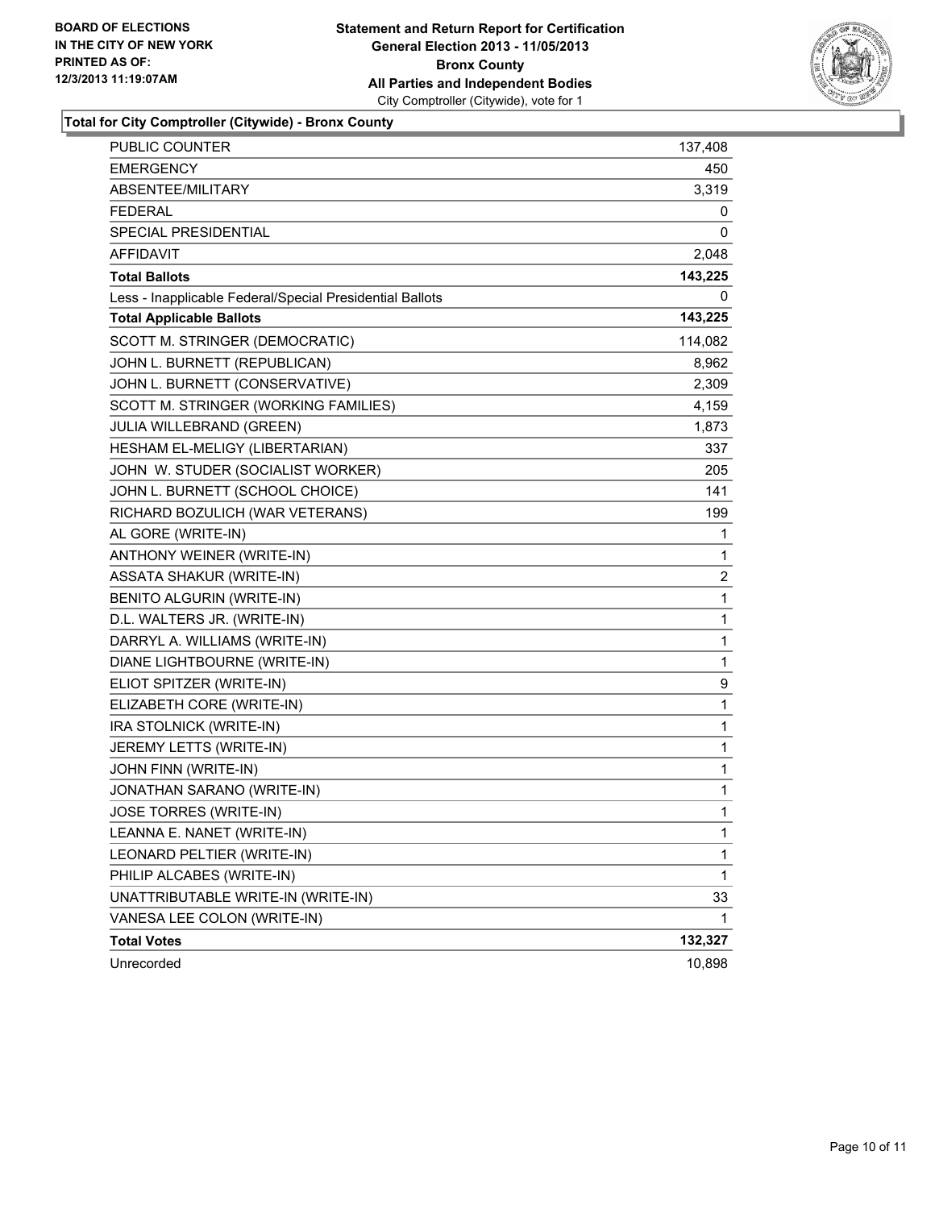**BOARD OF ELECTIONS IN THE CITY OF NEW YORK PRINTED AS OF: 12/3/2013 11:19:07AM**

**Statement and Return Report for Certification General Election 2013 - 11/05/2013 Bronx County All Parties and Independent Bodies**
City Comptroller (Citywide), vote for 1

### Total for City Comptroller (Citywide) - Bronx County

| | |
|---|---|
| PUBLIC COUNTER | 137,408 |
| EMERGENCY | 450 |
| ABSENTEE/MILITARY | 3,319 |
| FEDERAL | 0 |
| SPECIAL PRESIDENTIAL | 0 |
| AFFIDAVIT | 2,048 |
| **Total Ballots** | **143,225** |
| Less - Inapplicable Federal/Special Presidential Ballots | 0 |
| **Total Applicable Ballots** | **143,225** |
| SCOTT M. STRINGER (DEMOCRATIC) | 114,082 |
| JOHN L. BURNETT (REPUBLICAN) | 8,962 |
| JOHN L. BURNETT (CONSERVATIVE) | 2,309 |
| SCOTT M. STRINGER (WORKING FAMILIES) | 4,159 |
| JULIA WILLEBRAND (GREEN) | 1,873 |
| HESHAM EL-MELIGY (LIBERTARIAN) | 337 |
| JOHN W. STUDER (SOCIALIST WORKER) | 205 |
| JOHN L. BURNETT (SCHOOL CHOICE) | 141 |
| RICHARD BOZULICH (WAR VETERANS) | 199 |
| AL GORE (WRITE-IN) | 1 |
| ANTHONY WEINER (WRITE-IN) | 1 |
| ASSATA SHAKUR (WRITE-IN) | 2 |
| BENITO ALGURIN (WRITE-IN) | 1 |
| D.L. WALTERS JR. (WRITE-IN) | 1 |
| DARRYL A. WILLIAMS (WRITE-IN) | 1 |
| DIANE LIGHTBOURNE (WRITE-IN) | 1 |
| ELIOT SPITZER (WRITE-IN) | 9 |
| ELIZABETH CORE (WRITE-IN) | 1 |
| IRA STOLNICK (WRITE-IN) | 1 |
| JEREMY LETTS (WRITE-IN) | 1 |
| JOHN FINN (WRITE-IN) | 1 |
| JONATHAN SARANO (WRITE-IN) | 1 |
| JOSE TORRES (WRITE-IN) | 1 |
| LEANNA E. NANET (WRITE-IN) | 1 |
| LEONARD PELTIER (WRITE-IN) | 1 |
| PHILIP ALCABES (WRITE-IN) | 1 |
| UNATTRIBUTABLE WRITE-IN (WRITE-IN) | 33 |
| VANESA LEE COLON (WRITE-IN) | 1 |
| **Total Votes** | **132,327** |
| Unrecorded | 10,898 |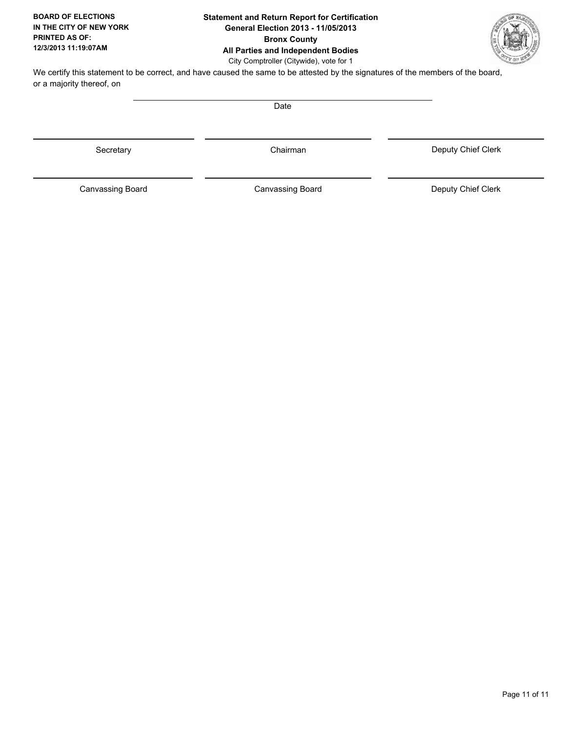We certify this statement to be correct, and have caused the same to be attested by the signatures of the members of the board, or a majority thereof, on

Date

| | | |
|---|---|---|
| Secretary | Chairman | Deputy Chief Clerk |
| Canvassing Board | Canvassing Board | Deputy Chief Clerk |